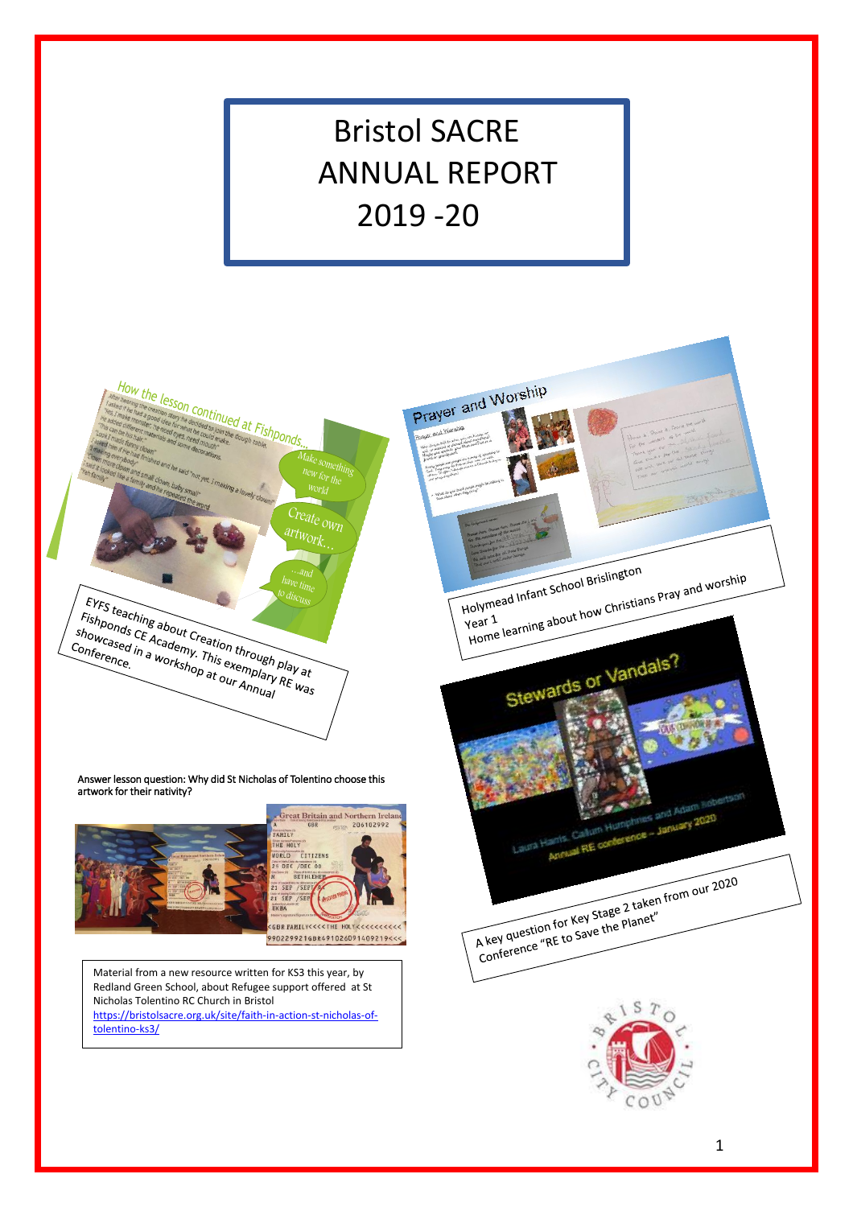# Bristol SACRE ANNUAL REPORT 2019 -20

EYFS teaching about Creation through play at Fishponds CE Academy. This exemplary RE was showcased in a workshop at our Annual Conference.

Holymead Infant School Brislington Year 1
Home learning about how Christians Pray and worship

Answer lesson question: Why did St Nicholas of Tolentino choose this artwork for their nativity?

A key question for Key Stage 2 taken from our 2020 Conference "RE to Save the Planet"

Material from a new resource written for KS3 this year, by Redland Green School, about Refugee support offered at St Nicholas Tolentino RC Church in Bristol
https://bristolsacre.org.uk/site/faith-in-action-st-nicholas-of-tolentino-ks3/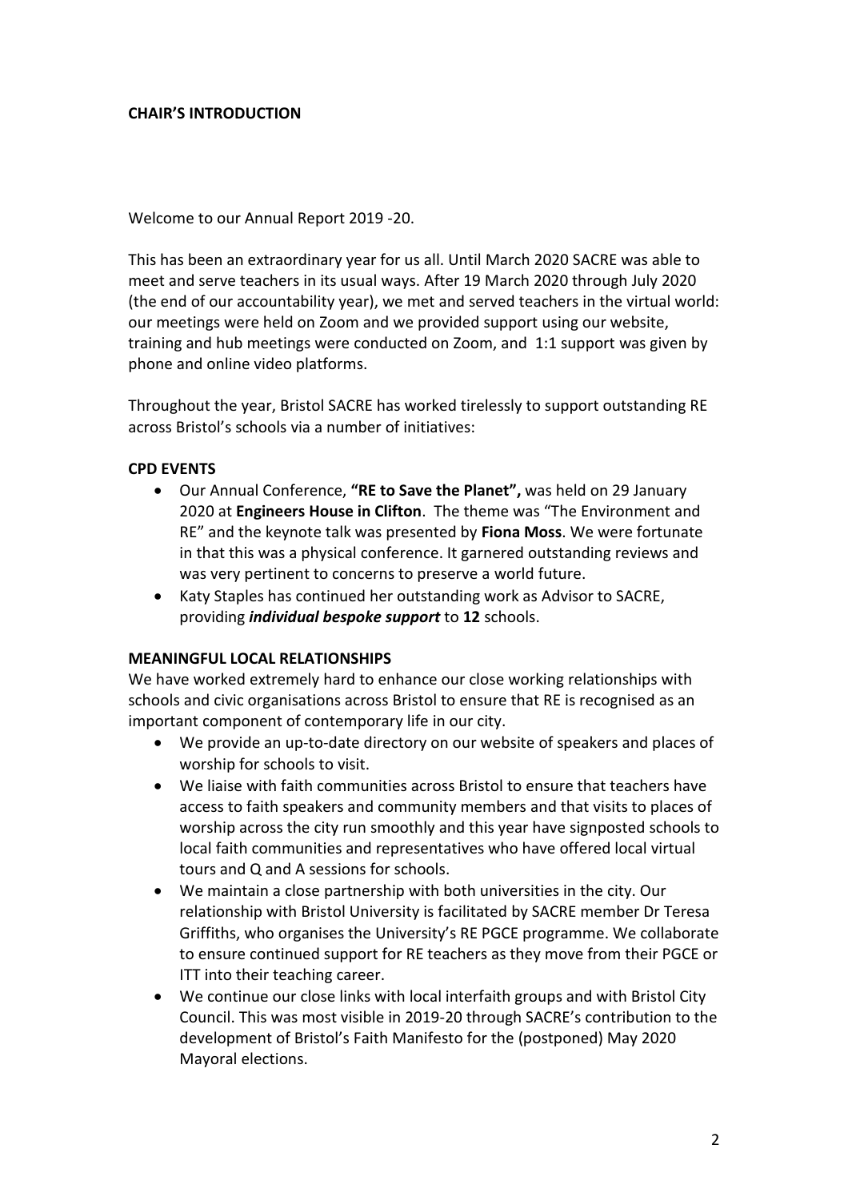## CHAIR'S INTRODUCTION

Welcome to our Annual Report 2019 -20.

This has been an extraordinary year for us all. Until March 2020 SACRE was able to meet and serve teachers in its usual ways. After 19 March 2020 through July 2020 (the end of our accountability year), we met and served teachers in the virtual world: our meetings were held on Zoom and we provided support using our website, training and hub meetings were conducted on Zoom, and 1:1 support was given by phone and online video platforms.

Throughout the year, Bristol SACRE has worked tirelessly to support outstanding RE across Bristol's schools via a number of initiatives:

### CPD EVENTS

- Our Annual Conference, **"RE to Save the Planet",** was held on 29 January 2020 at **Engineers House in Clifton**. The theme was "The Environment and RE" and the keynote talk was presented by **Fiona Moss**. We were fortunate in that this was a physical conference. It garnered outstanding reviews and was very pertinent to concerns to preserve a world future.
- Katy Staples has continued her outstanding work as Advisor to SACRE, providing ***individual bespoke support*** to **12** schools.

### MEANINGFUL LOCAL RELATIONSHIPS

We have worked extremely hard to enhance our close working relationships with schools and civic organisations across Bristol to ensure that RE is recognised as an important component of contemporary life in our city.

- We provide an up-to-date directory on our website of speakers and places of worship for schools to visit.
- We liaise with faith communities across Bristol to ensure that teachers have access to faith speakers and community members and that visits to places of worship across the city run smoothly and this year have signposted schools to local faith communities and representatives who have offered local virtual tours and Q and A sessions for schools.
- We maintain a close partnership with both universities in the city. Our relationship with Bristol University is facilitated by SACRE member Dr Teresa Griffiths, who organises the University's RE PGCE programme. We collaborate to ensure continued support for RE teachers as they move from their PGCE or ITT into their teaching career.
- We continue our close links with local interfaith groups and with Bristol City Council. This was most visible in 2019-20 through SACRE's contribution to the development of Bristol's Faith Manifesto for the (postponed) May 2020 Mayoral elections.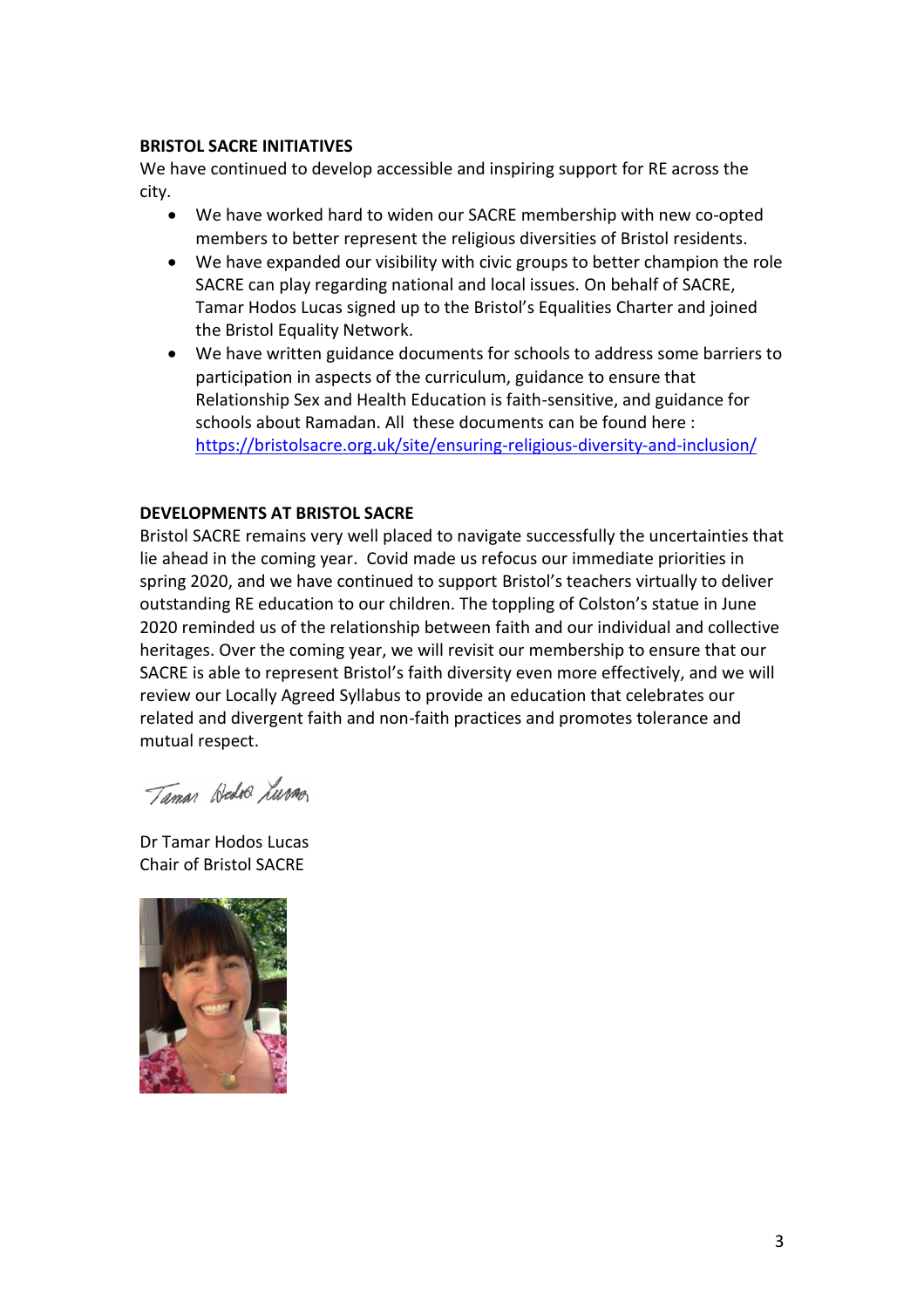**BRISTOL SACRE INITIATIVES**

We have continued to develop accessible and inspiring support for RE across the city.

- We have worked hard to widen our SACRE membership with new co-opted members to better represent the religious diversities of Bristol residents.
- We have expanded our visibility with civic groups to better champion the role SACRE can play regarding national and local issues. On behalf of SACRE, Tamar Hodos Lucas signed up to the Bristol's Equalities Charter and joined the Bristol Equality Network.
- We have written guidance documents for schools to address some barriers to participation in aspects of the curriculum, guidance to ensure that Relationship Sex and Health Education is faith-sensitive, and guidance for schools about Ramadan. All these documents can be found here : https://bristolsacre.org.uk/site/ensuring-religious-diversity-and-inclusion/

**DEVELOPMENTS AT BRISTOL SACRE**

Bristol SACRE remains very well placed to navigate successfully the uncertainties that lie ahead in the coming year. Covid made us refocus our immediate priorities in spring 2020, and we have continued to support Bristol's teachers virtually to deliver outstanding RE education to our children. The toppling of Colston's statue in June 2020 reminded us of the relationship between faith and our individual and collective heritages. Over the coming year, we will revisit our membership to ensure that our SACRE is able to represent Bristol's faith diversity even more effectively, and we will review our Locally Agreed Syllabus to provide an education that celebrates our related and divergent faith and non-faith practices and promotes tolerance and mutual respect.

Dr Tamar Hodos Lucas
Chair of Bristol SACRE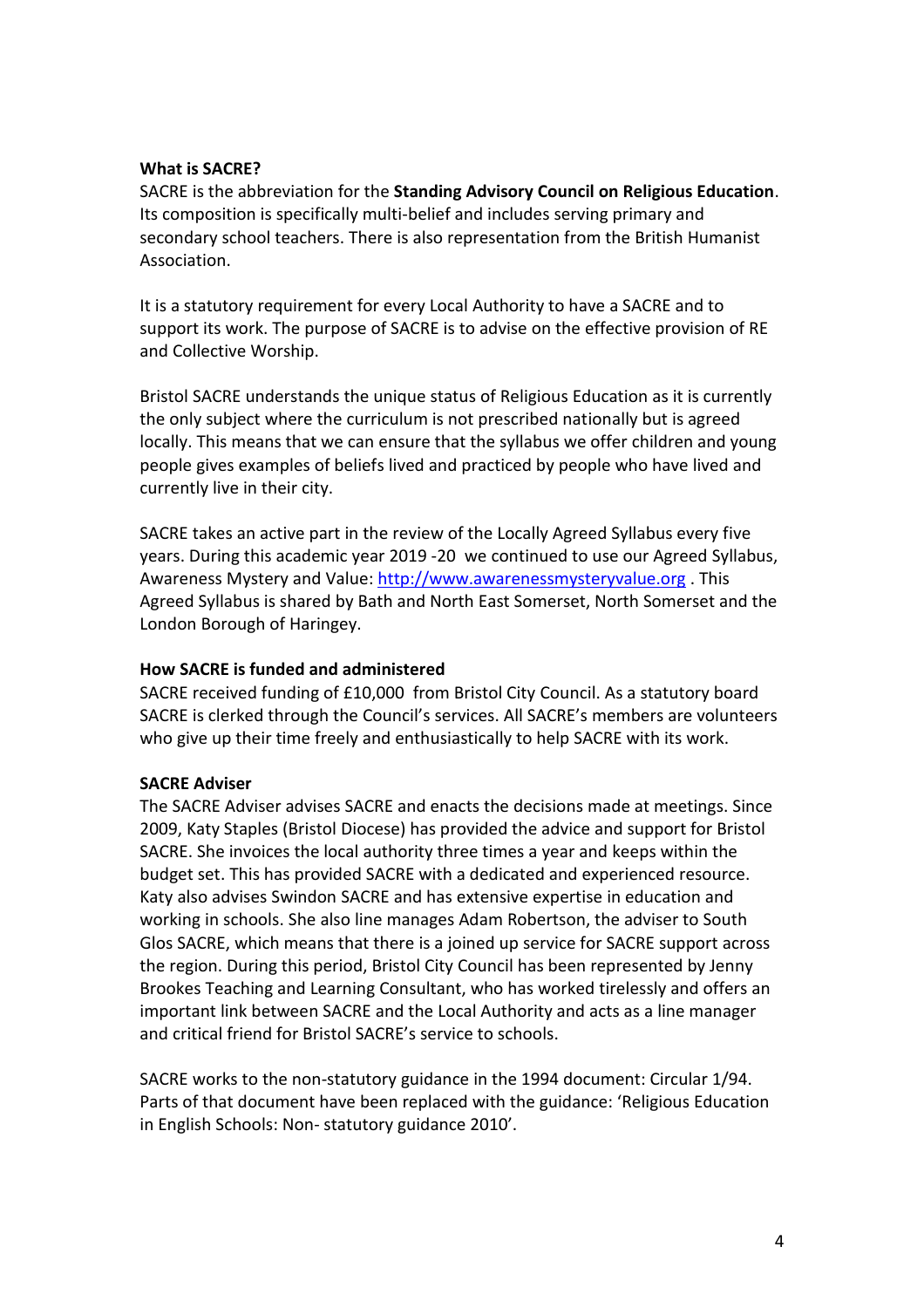**What is SACRE?**

SACRE is the abbreviation for the **Standing Advisory Council on Religious Education**. Its composition is specifically multi-belief and includes serving primary and secondary school teachers. There is also representation from the British Humanist Association.

It is a statutory requirement for every Local Authority to have a SACRE and to support its work. The purpose of SACRE is to advise on the effective provision of RE and Collective Worship.

Bristol SACRE understands the unique status of Religious Education as it is currently the only subject where the curriculum is not prescribed nationally but is agreed locally. This means that we can ensure that the syllabus we offer children and young people gives examples of beliefs lived and practiced by people who have lived and currently live in their city.

SACRE takes an active part in the review of the Locally Agreed Syllabus every five years. During this academic year 2019 -20 we continued to use our Agreed Syllabus, Awareness Mystery and Value: http://www.awarenessmysteryvalue.org . This Agreed Syllabus is shared by Bath and North East Somerset, North Somerset and the London Borough of Haringey.

**How SACRE is funded and administered**

SACRE received funding of £10,000 from Bristol City Council. As a statutory board SACRE is clerked through the Council's services. All SACRE's members are volunteers who give up their time freely and enthusiastically to help SACRE with its work.

**SACRE Adviser**

The SACRE Adviser advises SACRE and enacts the decisions made at meetings. Since 2009, Katy Staples (Bristol Diocese) has provided the advice and support for Bristol SACRE. She invoices the local authority three times a year and keeps within the budget set. This has provided SACRE with a dedicated and experienced resource. Katy also advises Swindon SACRE and has extensive expertise in education and working in schools. She also line manages Adam Robertson, the adviser to South Glos SACRE, which means that there is a joined up service for SACRE support across the region. During this period, Bristol City Council has been represented by Jenny Brookes Teaching and Learning Consultant, who has worked tirelessly and offers an important link between SACRE and the Local Authority and acts as a line manager and critical friend for Bristol SACRE's service to schools.

SACRE works to the non-statutory guidance in the 1994 document: Circular 1/94. Parts of that document have been replaced with the guidance: 'Religious Education in English Schools: Non- statutory guidance 2010'.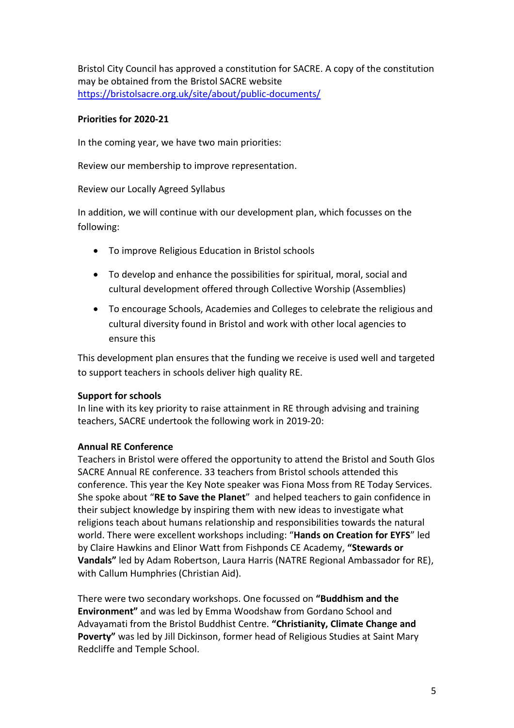Bristol City Council has approved a constitution for SACRE. A copy of the constitution may be obtained from the Bristol SACRE website [https://bristolsacre.org.uk/site/about/public-documents/](https://bristolsacre.org.uk/site/about/public-documents/)

**Priorities for 2020-21**

In the coming year, we have two main priorities:

Review our membership to improve representation.

Review our Locally Agreed Syllabus

In addition, we will continue with our development plan, which focusses on the following:

- To improve Religious Education in Bristol schools
- To develop and enhance the possibilities for spiritual, moral, social and cultural development offered through Collective Worship (Assemblies)
- To encourage Schools, Academies and Colleges to celebrate the religious and cultural diversity found in Bristol and work with other local agencies to ensure this

This development plan ensures that the funding we receive is used well and targeted to support teachers in schools deliver high quality RE.

**Support for schools**
In line with its key priority to raise attainment in RE through advising and training teachers, SACRE undertook the following work in 2019-20:

**Annual RE Conference**
Teachers in Bristol were offered the opportunity to attend the Bristol and South Glos SACRE Annual RE conference. 33 teachers from Bristol schools attended this conference. This year the Key Note speaker was Fiona Moss from RE Today Services. She spoke about "**RE to Save the Planet**" and helped teachers to gain confidence in their subject knowledge by inspiring them with new ideas to investigate what religions teach about humans relationship and responsibilities towards the natural world. There were excellent workshops including: "**Hands on Creation for EYFS**" led by Claire Hawkins and Elinor Watt from Fishponds CE Academy, **"Stewards or Vandals"** led by Adam Robertson, Laura Harris (NATRE Regional Ambassador for RE), with Callum Humphries (Christian Aid).

There were two secondary workshops. One focussed on **"Buddhism and the Environment"** and was led by Emma Woodshaw from Gordano School and Advayamati from the Bristol Buddhist Centre. **"Christianity, Climate Change and Poverty"** was led by Jill Dickinson, former head of Religious Studies at Saint Mary Redcliffe and Temple School.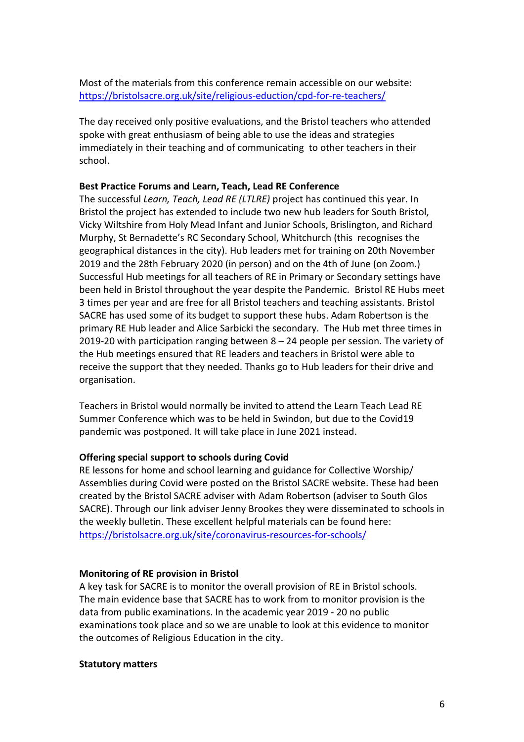Most of the materials from this conference remain accessible on our website: https://bristolsacre.org.uk/site/religious-eduction/cpd-for-re-teachers/

The day received only positive evaluations, and the Bristol teachers who attended spoke with great enthusiasm of being able to use the ideas and strategies immediately in their teaching and of communicating to other teachers in their school.

**Best Practice Forums and Learn, Teach, Lead RE Conference**

The successful *Learn, Teach, Lead RE (LTLRE)* project has continued this year. In Bristol the project has extended to include two new hub leaders for South Bristol, Vicky Wiltshire from Holy Mead Infant and Junior Schools, Brislington, and Richard Murphy, St Bernadette's RC Secondary School, Whitchurch (this recognises the geographical distances in the city). Hub leaders met for training on 20th November 2019 and the 28th February 2020 (in person) and on the 4th of June (on Zoom.) Successful Hub meetings for all teachers of RE in Primary or Secondary settings have been held in Bristol throughout the year despite the Pandemic. Bristol RE Hubs meet 3 times per year and are free for all Bristol teachers and teaching assistants. Bristol SACRE has used some of its budget to support these hubs. Adam Robertson is the primary RE Hub leader and Alice Sarbicki the secondary. The Hub met three times in 2019-20 with participation ranging between 8 – 24 people per session. The variety of the Hub meetings ensured that RE leaders and teachers in Bristol were able to receive the support that they needed. Thanks go to Hub leaders for their drive and organisation.

Teachers in Bristol would normally be invited to attend the Learn Teach Lead RE Summer Conference which was to be held in Swindon, but due to the Covid19 pandemic was postponed. It will take place in June 2021 instead.

**Offering special support to schools during Covid**

RE lessons for home and school learning and guidance for Collective Worship/ Assemblies during Covid were posted on the Bristol SACRE website. These had been created by the Bristol SACRE adviser with Adam Robertson (adviser to South Glos SACRE). Through our link adviser Jenny Brookes they were disseminated to schools in the weekly bulletin. These excellent helpful materials can be found here: https://bristolsacre.org.uk/site/coronavirus-resources-for-schools/

**Monitoring of RE provision in Bristol**

A key task for SACRE is to monitor the overall provision of RE in Bristol schools. The main evidence base that SACRE has to work from to monitor provision is the data from public examinations. In the academic year 2019 - 20 no public examinations took place and so we are unable to look at this evidence to monitor the outcomes of Religious Education in the city.

**Statutory matters**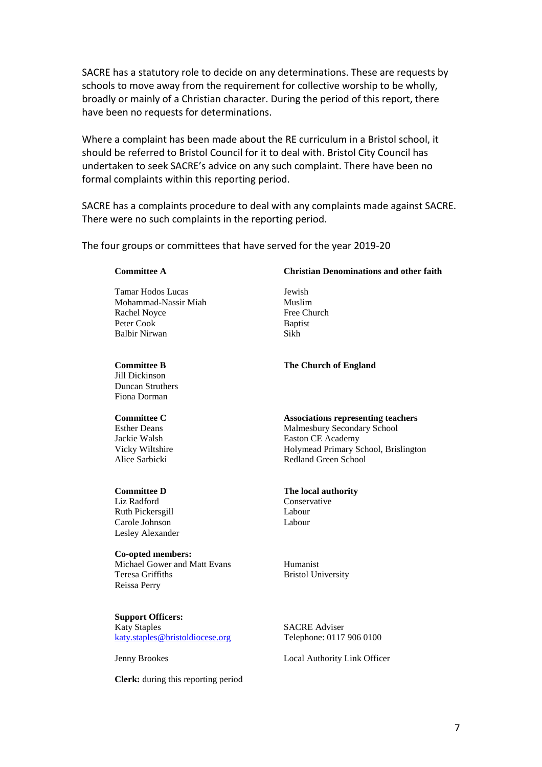SACRE has a statutory role to decide on any determinations. These are requests by schools to move away from the requirement for collective worship to be wholly, broadly or mainly of a Christian character. During the period of this report, there have been no requests for determinations.

Where a complaint has been made about the RE curriculum in a Bristol school, it should be referred to Bristol Council for it to deal with. Bristol City Council has undertaken to seek SACRE's advice on any such complaint. There have been no formal complaints within this reporting period.

SACRE has a complaints procedure to deal with any complaints made against SACRE. There were no such complaints in the reporting period.

The four groups or committees that have served for the year 2019-20

| **Committee A** | **Christian Denominations and other faith** |
| --- | --- |
| Tamar Hodos Lucas | Jewish |
| Mohammad-Nassir Miah | Muslim |
| Rachel Noyce | Free Church |
| Peter Cook | Baptist |
| Balbir Nirwan | Sikh |
| **Committee B** | **The Church of England** |
| Jill Dickinson | |
| Duncan Struthers | |
| Fiona Dorman | |
| **Committee C** | **Associations representing teachers** |
| Esther Deans | Malmesbury Secondary School |
| Jackie Walsh | Easton CE Academy |
| Vicky Wiltshire | Holymead Primary School, Brislington |
| Alice Sarbicki | Redland Green School |
| **Committee D** | **The local authority** |
| Liz Radford | Conservative |
| Ruth Pickersgill | Labour |
| Carole Johnson | Labour |
| Lesley Alexander | |
| **Co-opted members:** | |
| Michael Gower and Matt Evans | Humanist |
| Teresa Griffiths | Bristol University |
| Reissa Perry | |
| **Support Officers:** | |
| Katy Staples | SACRE Adviser |
| katy.staples@bristoldiocese.org | Telephone: 0117 906 0100 |
| Jenny Brookes | Local Authority Link Officer |
| **Clerk:** during this reporting period | |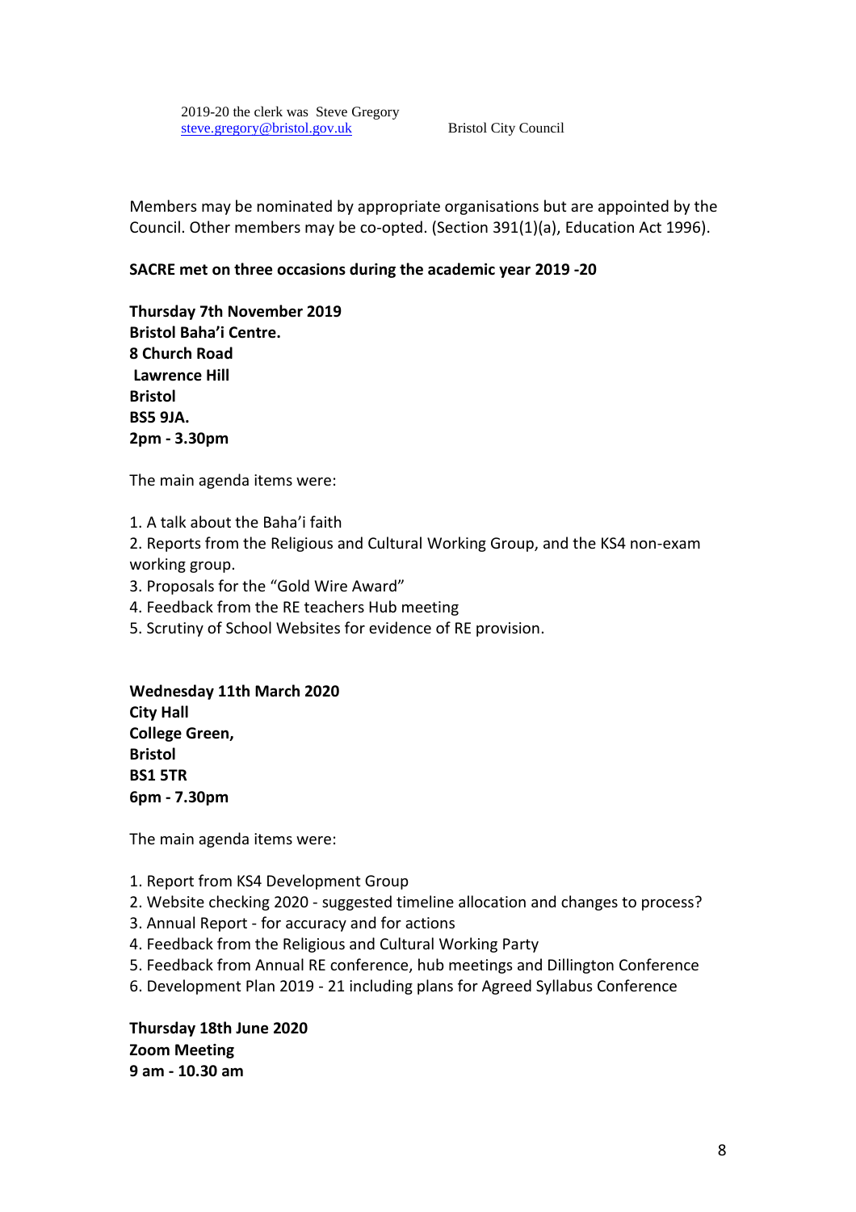2019-20 the clerk was Steve Gregory
steve.gregory@bristol.gov.uk Bristol City Council

Members may be nominated by appropriate organisations but are appointed by the Council. Other members may be co-opted. (Section 391(1)(a), Education Act 1996).

**SACRE met on three occasions during the academic year 2019 -20**

**Thursday 7th November 2019**
**Bristol Baha'i Centre.**
**8 Church Road**
**Lawrence Hill**
**Bristol**
**BS5 9JA.**
**2pm - 3.30pm**

The main agenda items were:

1. A talk about the Baha'i faith
2. Reports from the Religious and Cultural Working Group, and the KS4 non-exam working group.
3. Proposals for the "Gold Wire Award"
4. Feedback from the RE teachers Hub meeting
5. Scrutiny of School Websites for evidence of RE provision.

**Wednesday 11th March 2020**
**City Hall**
**College Green,**
**Bristol**
**BS1 5TR**
**6pm - 7.30pm**

The main agenda items were:

1. Report from KS4 Development Group
2. Website checking 2020 - suggested timeline allocation and changes to process?
3. Annual Report - for accuracy and for actions
4. Feedback from the Religious and Cultural Working Party
5. Feedback from Annual RE conference, hub meetings and Dillington Conference
6. Development Plan 2019 - 21 including plans for Agreed Syllabus Conference

**Thursday 18th June 2020**
**Zoom Meeting**
**9 am - 10.30 am**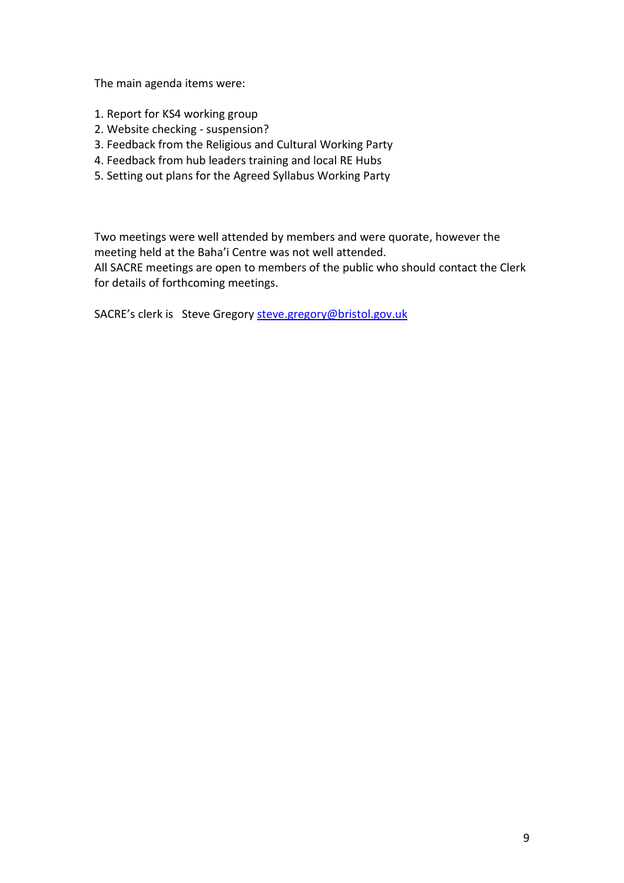The main agenda items were:

1. Report for KS4 working group
2. Website checking - suspension?
3. Feedback from the Religious and Cultural Working Party
4. Feedback from hub leaders training and local RE Hubs
5. Setting out plans for the Agreed Syllabus Working Party

Two meetings were well attended by members and were quorate, however the meeting held at the Baha'i Centre was not well attended.
All SACRE meetings are open to members of the public who should contact the Clerk for details of forthcoming meetings.

SACRE's clerk is Steve Gregory steve.gregory@bristol.gov.uk